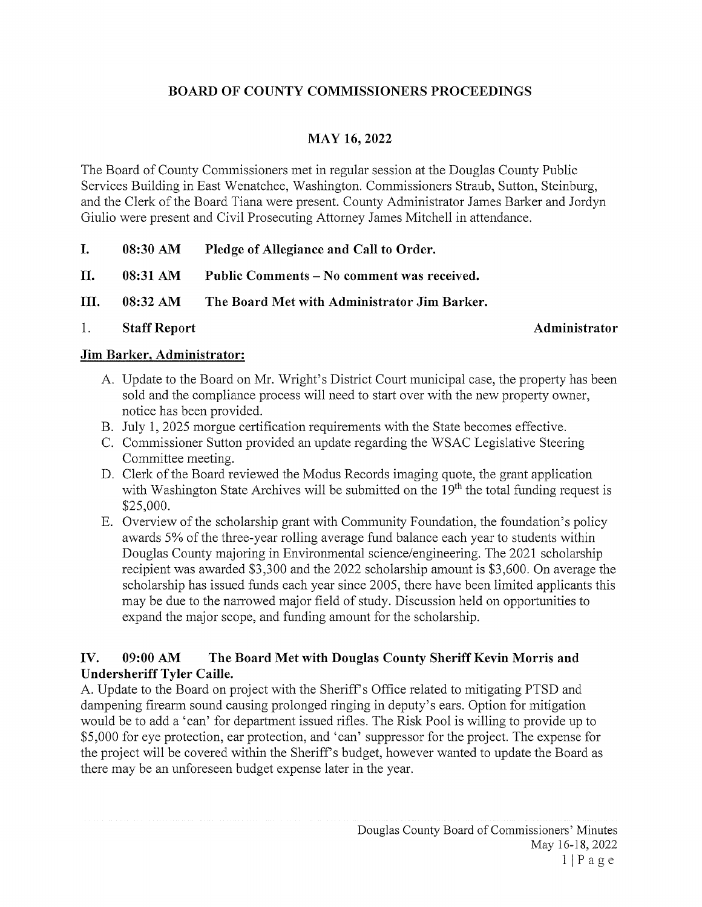# BOARD OF COUNTY COMMISSIONERS PROCEEDINGS

## MAY 16, 2022

The Board of County Commissioners met in regular session at the Douglas County Public Services Building in East Wenatchee, Washington. Commissioners Straub, Sutton, Steinburg, and the Clerk of the Board Tiana were present. County Administrator James Barker and Jordyn Giulio were present and Civil Prosecuting Attorney James Mitchell in attendance.

**I. 08:30 AM Pledge of Allegiance and Call to Order.**

**II. 08:31 AM Public Comments – No comment was received.**

**III. 08:32 AM The Board Met with Administrator Jim Barker.**

1. **Staff Report** **Administrator**

**Jim Barker, Administrator:**

A. Update to the Board on Mr. Wright's District Court municipal case, the property has been sold and the compliance process will need to start over with the new property owner, notice has been provided.
B. July 1, 2025 morgue certification requirements with the State becomes effective.
C. Commissioner Sutton provided an update regarding the WSAC Legislative Steering Committee meeting.
D. Clerk of the Board reviewed the Modus Records imaging quote, the grant application with Washington State Archives will be submitted on the 19th the total funding request is $25,000.
E. Overview of the scholarship grant with Community Foundation, the foundation's policy awards 5% of the three-year rolling average fund balance each year to students within Douglas County majoring in Environmental science/engineering. The 2021 scholarship recipient was awarded $3,300 and the 2022 scholarship amount is $3,600. On average the scholarship has issued funds each year since 2005, there have been limited applicants this may be due to the narrowed major field of study. Discussion held on opportunities to expand the major scope, and funding amount for the scholarship.

**IV. 09:00 AM The Board Met with Douglas County Sheriff Kevin Morris and Undersheriff Tyler Caille.**

A. Update to the Board on project with the Sheriff's Office related to mitigating PTSD and dampening firearm sound causing prolonged ringing in deputy's ears. Option for mitigation would be to add a 'can' for department issued rifles. The Risk Pool is willing to provide up to $5,000 for eye protection, ear protection, and 'can' suppressor for the project. The expense for the project will be covered within the Sheriff's budget, however wanted to update the Board as there may be an unforeseen budget expense later in the year.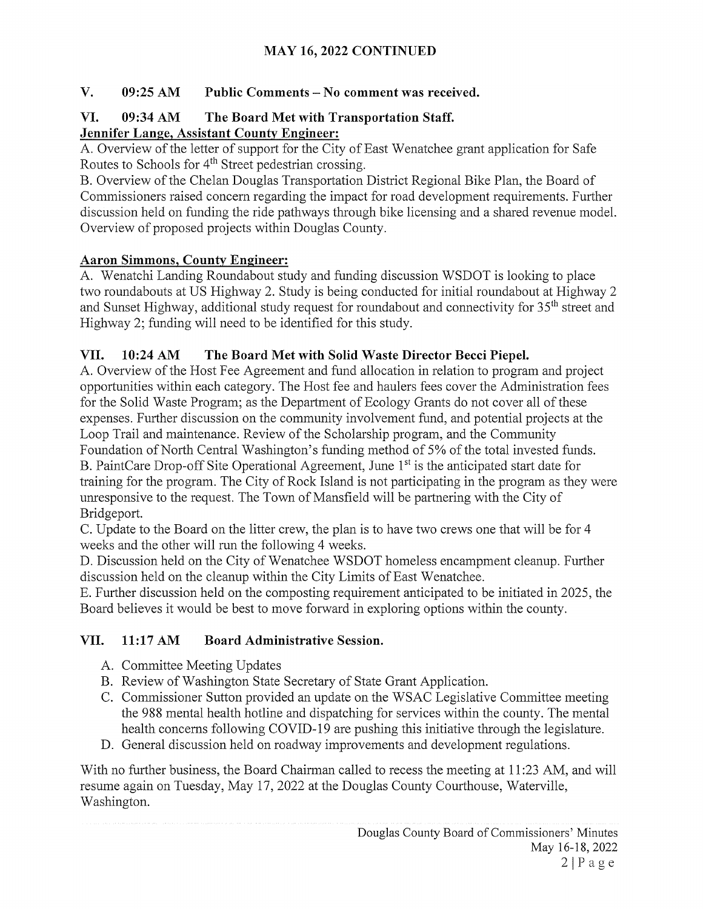## MAY 16, 2022 CONTINUED

### V. 09:25 AM Public Comments – No comment was received.

### VI. 09:34 AM The Board Met with Transportation Staff.

**Jennifer Lange, Assistant County Engineer:**

A. Overview of the letter of support for the City of East Wenatchee grant application for Safe Routes to Schools for 4th Street pedestrian crossing.

B. Overview of the Chelan Douglas Transportation District Regional Bike Plan, the Board of Commissioners raised concern regarding the impact for road development requirements. Further discussion held on funding the ride pathways through bike licensing and a shared revenue model. Overview of proposed projects within Douglas County.

**Aaron Simmons, County Engineer:**

A. Wenatchi Landing Roundabout study and funding discussion WSDOT is looking to place two roundabouts at US Highway 2. Study is being conducted for initial roundabout at Highway 2 and Sunset Highway, additional study request for roundabout and connectivity for 35th street and Highway 2; funding will need to be identified for this study.

### VII. 10:24 AM The Board Met with Solid Waste Director Becci Piepel.

A. Overview of the Host Fee Agreement and fund allocation in relation to program and project opportunities within each category. The Host fee and haulers fees cover the Administration fees for the Solid Waste Program; as the Department of Ecology Grants do not cover all of these expenses. Further discussion on the community involvement fund, and potential projects at the Loop Trail and maintenance. Review of the Scholarship program, and the Community Foundation of North Central Washington's funding method of 5% of the total invested funds.

B. PaintCare Drop-off Site Operational Agreement, June 1st is the anticipated start date for training for the program. The City of Rock Island is not participating in the program as they were unresponsive to the request. The Town of Mansfield will be partnering with the City of Bridgeport.

C. Update to the Board on the litter crew, the plan is to have two crews one that will be for 4 weeks and the other will run the following 4 weeks.

D. Discussion held on the City of Wenatchee WSDOT homeless encampment cleanup. Further discussion held on the cleanup within the City Limits of East Wenatchee.

E. Further discussion held on the composting requirement anticipated to be initiated in 2025, the Board believes it would be best to move forward in exploring options within the county.

### VII. 11:17 AM Board Administrative Session.

A. Committee Meeting Updates
B. Review of Washington State Secretary of State Grant Application.
C. Commissioner Sutton provided an update on the WSAC Legislative Committee meeting the 988 mental health hotline and dispatching for services within the county. The mental health concerns following COVID-19 are pushing this initiative through the legislature.
D. General discussion held on roadway improvements and development regulations.

With no further business, the Board Chairman called to recess the meeting at 11:23 AM, and will resume again on Tuesday, May 17, 2022 at the Douglas County Courthouse, Waterville, Washington.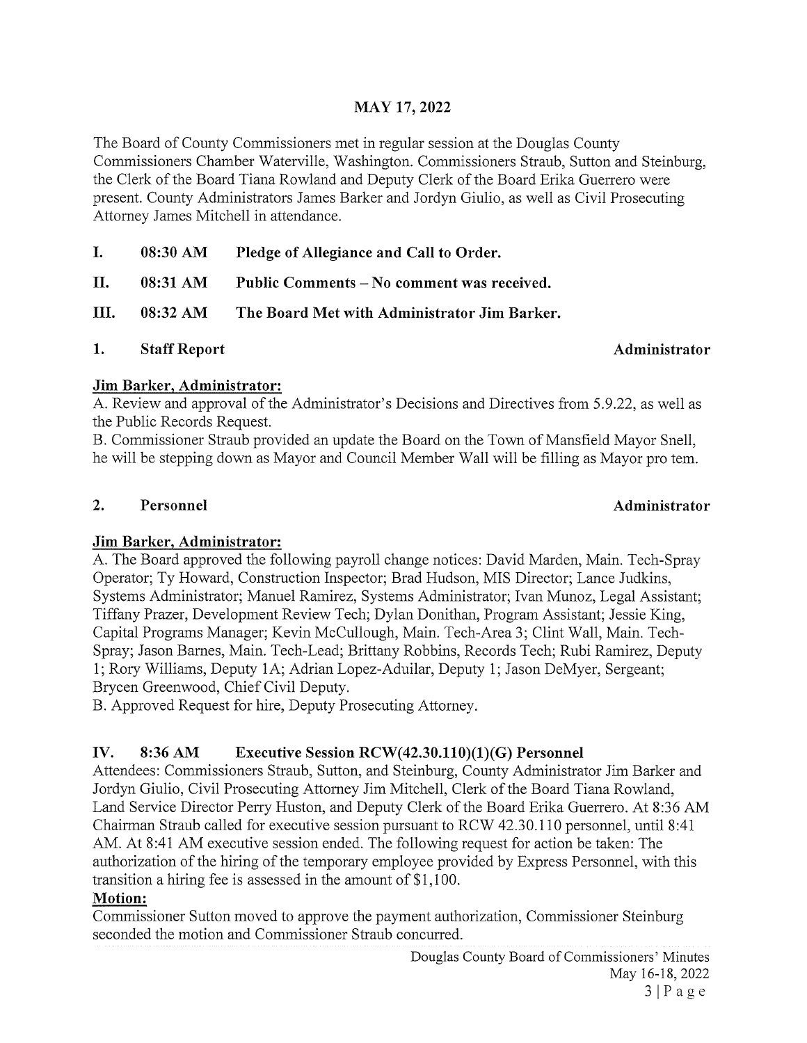## MAY 17, 2022

The Board of County Commissioners met in regular session at the Douglas County Commissioners Chamber Waterville, Washington. Commissioners Straub, Sutton and Steinburg, the Clerk of the Board Tiana Rowland and Deputy Clerk of the Board Erika Guerrero were present. County Administrators James Barker and Jordyn Giulio, as well as Civil Prosecuting Attorney James Mitchell in attendance.

**I. 08:30 AM Pledge of Allegiance and Call to Order.**

**II. 08:31 AM Public Comments – No comment was received.**

**III. 08:32 AM The Board Met with Administrator Jim Barker.**

**1. Staff Report** **Administrator**

**Jim Barker, Administrator:**

A. Review and approval of the Administrator's Decisions and Directives from 5.9.22, as well as the Public Records Request.

B. Commissioner Straub provided an update the Board on the Town of Mansfield Mayor Snell, he will be stepping down as Mayor and Council Member Wall will be filling as Mayor pro tem.

**2. Personnel** **Administrator**

**Jim Barker, Administrator:**

A. The Board approved the following payroll change notices: David Marden, Main. Tech-Spray Operator; Ty Howard, Construction Inspector; Brad Hudson, MIS Director; Lance Judkins, Systems Administrator; Manuel Ramirez, Systems Administrator; Ivan Munoz, Legal Assistant; Tiffany Prazer, Development Review Tech; Dylan Donithan, Program Assistant; Jessie King, Capital Programs Manager; Kevin McCullough, Main. Tech-Area 3; Clint Wall, Main. Tech-Spray; Jason Barnes, Main. Tech-Lead; Brittany Robbins, Records Tech; Rubi Ramirez, Deputy 1; Rory Williams, Deputy 1A; Adrian Lopez-Aduilar, Deputy 1; Jason DeMyer, Sergeant; Brycen Greenwood, Chief Civil Deputy.

B. Approved Request for hire, Deputy Prosecuting Attorney.

**IV. 8:36 AM Executive Session RCW(42.30.110)(1)(G) Personnel**

Attendees: Commissioners Straub, Sutton, and Steinburg, County Administrator Jim Barker and Jordyn Giulio, Civil Prosecuting Attorney Jim Mitchell, Clerk of the Board Tiana Rowland, Land Service Director Perry Huston, and Deputy Clerk of the Board Erika Guerrero. At 8:36 AM Chairman Straub called for executive session pursuant to RCW 42.30.110 personnel, until 8:41 AM. At 8:41 AM executive session ended. The following request for action be taken: The authorization of the hiring of the temporary employee provided by Express Personnel, with this transition a hiring fee is assessed in the amount of $1,100.

**Motion:**

Commissioner Sutton moved to approve the payment authorization, Commissioner Steinburg seconded the motion and Commissioner Straub concurred.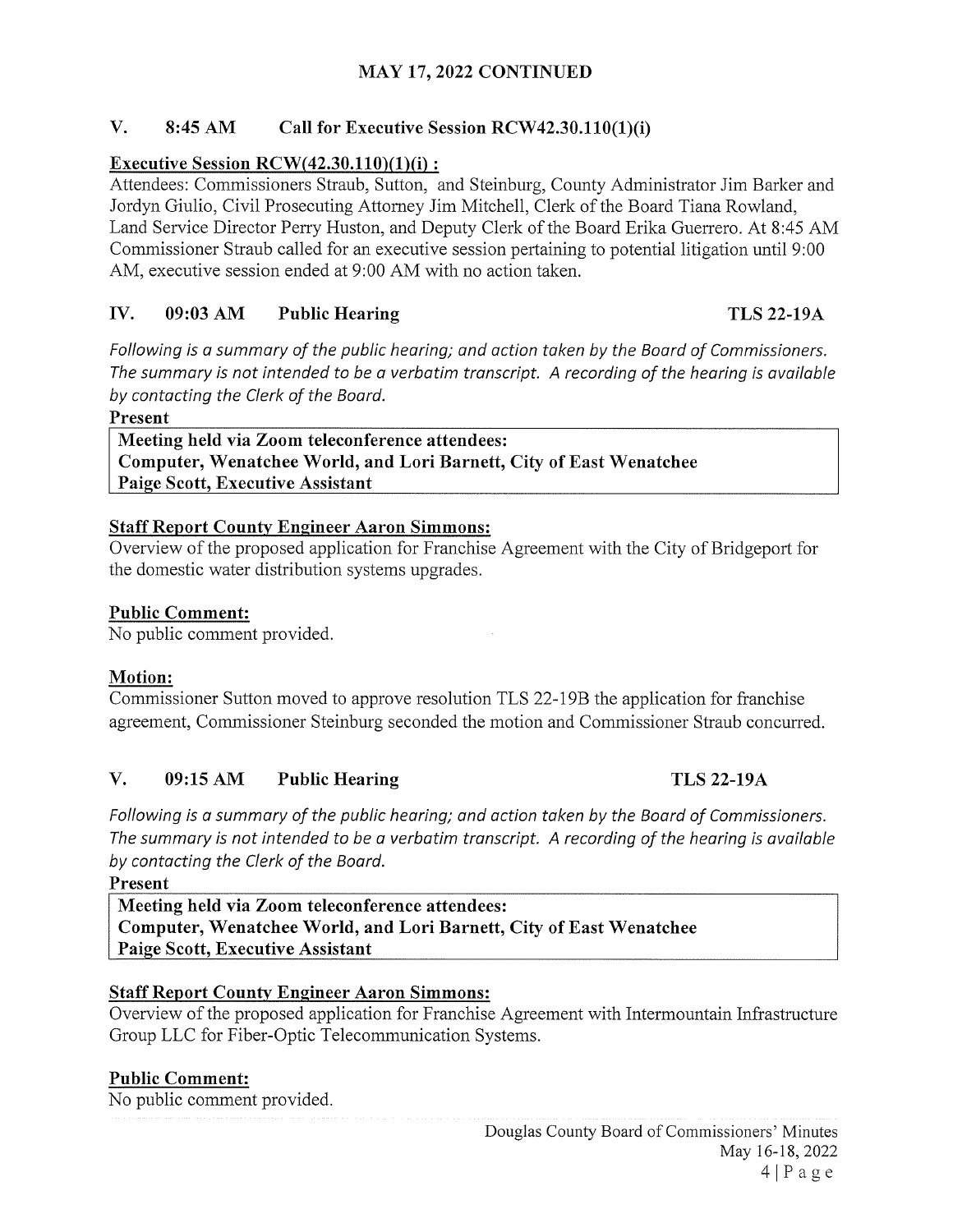## MAY 17, 2022 CONTINUED

### V. 8:45 AM Call for Executive Session RCW42.30.110(1)(i)

**Executive Session RCW(42.30.110)(1)(i) :**

Attendees: Commissioners Straub, Sutton, and Steinburg, County Administrator Jim Barker and Jordyn Giulio, Civil Prosecuting Attorney Jim Mitchell, Clerk of the Board Tiana Rowland, Land Service Director Perry Huston, and Deputy Clerk of the Board Erika Guerrero. At 8:45 AM Commissioner Straub called for an executive session pertaining to potential litigation until 9:00 AM, executive session ended at 9:00 AM with no action taken.

### IV. 09:03 AM Public Hearing TLS 22-19A

*Following is a summary of the public hearing; and action taken by the Board of Commissioners. The summary is not intended to be a verbatim transcript. A recording of the hearing is available by contacting the Clerk of the Board.*

**Present**

| **Meeting held via Zoom teleconference attendees:** |
|---|
| **Computer, Wenatchee World, and Lori Barnett, City of East Wenatchee** |
| **Paige Scott, Executive Assistant** |

**Staff Report County Engineer Aaron Simmons:**

Overview of the proposed application for Franchise Agreement with the City of Bridgeport for the domestic water distribution systems upgrades.

**Public Comment:**

No public comment provided.

**Motion:**

Commissioner Sutton moved to approve resolution TLS 22-19B the application for franchise agreement, Commissioner Steinburg seconded the motion and Commissioner Straub concurred.

### V. 09:15 AM Public Hearing TLS 22-19A

*Following is a summary of the public hearing; and action taken by the Board of Commissioners. The summary is not intended to be a verbatim transcript. A recording of the hearing is available by contacting the Clerk of the Board.*

**Present**

| **Meeting held via Zoom teleconference attendees:** |
|---|
| **Computer, Wenatchee World, and Lori Barnett, City of East Wenatchee** |
| **Paige Scott, Executive Assistant** |

**Staff Report County Engineer Aaron Simmons:**

Overview of the proposed application for Franchise Agreement with Intermountain Infrastructure Group LLC for Fiber-Optic Telecommunication Systems.

**Public Comment:**

No public comment provided.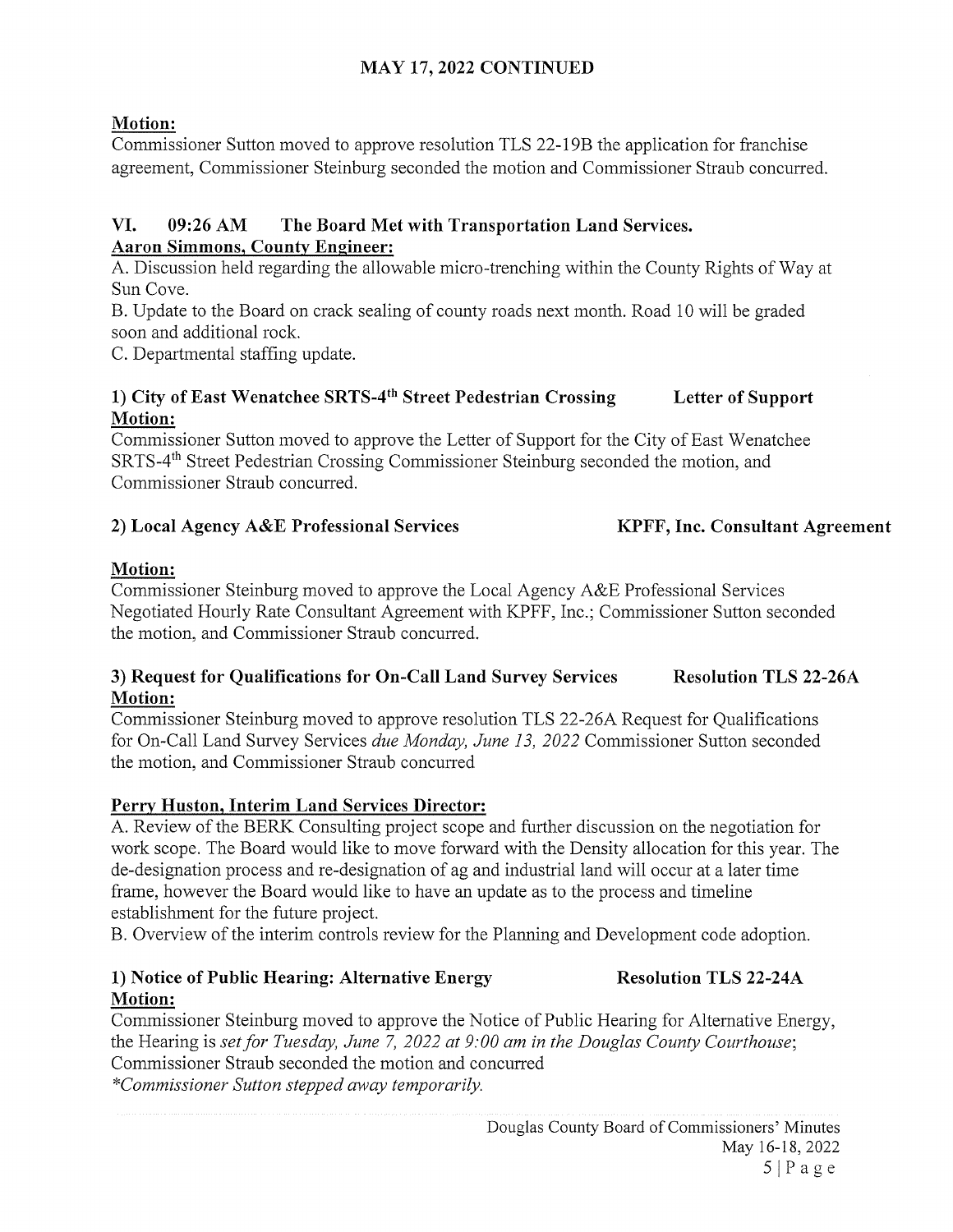## MAY 17, 2022 CONTINUED

**Motion:**

Commissioner Sutton moved to approve resolution TLS 22-19B the application for franchise agreement, Commissioner Steinburg seconded the motion and Commissioner Straub concurred.

### VI. 09:26 AM The Board Met with Transportation Land Services.

**Aaron Simmons, County Engineer:**

A. Discussion held regarding the allowable micro-trenching within the County Rights of Way at Sun Cove.
B. Update to the Board on crack sealing of county roads next month. Road 10 will be graded soon and additional rock.
C. Departmental staffing update.

**1) City of East Wenatchee SRTS-4th Street Pedestrian Crossing Letter of Support**

**Motion:**

Commissioner Sutton moved to approve the Letter of Support for the City of East Wenatchee SRTS-4th Street Pedestrian Crossing Commissioner Steinburg seconded the motion, and Commissioner Straub concurred.

**2) Local Agency A&E Professional Services KPFF, Inc. Consultant Agreement**

**Motion:**

Commissioner Steinburg moved to approve the Local Agency A&E Professional Services Negotiated Hourly Rate Consultant Agreement with KPFF, Inc.; Commissioner Sutton seconded the motion, and Commissioner Straub concurred.

**3) Request for Qualifications for On-Call Land Survey Services Resolution TLS 22-26A**

**Motion:**

Commissioner Steinburg moved to approve resolution TLS 22-26A Request for Qualifications for On-Call Land Survey Services *due Monday, June 13, 2022* Commissioner Sutton seconded the motion, and Commissioner Straub concurred

**Perry Huston, Interim Land Services Director:**

A. Review of the BERK Consulting project scope and further discussion on the negotiation for work scope. The Board would like to move forward with the Density allocation for this year. The de-designation process and re-designation of ag and industrial land will occur at a later time frame, however the Board would like to have an update as to the process and timeline establishment for the future project.
B. Overview of the interim controls review for the Planning and Development code adoption.

**1) Notice of Public Hearing: Alternative Energy Resolution TLS 22-24A**

**Motion:**

Commissioner Steinburg moved to approve the Notice of Public Hearing for Alternative Energy, the Hearing is *set for Tuesday, June 7, 2022 at 9:00 am in the Douglas County Courthouse*; Commissioner Straub seconded the motion and concurred
*\*Commissioner Sutton stepped away temporarily.*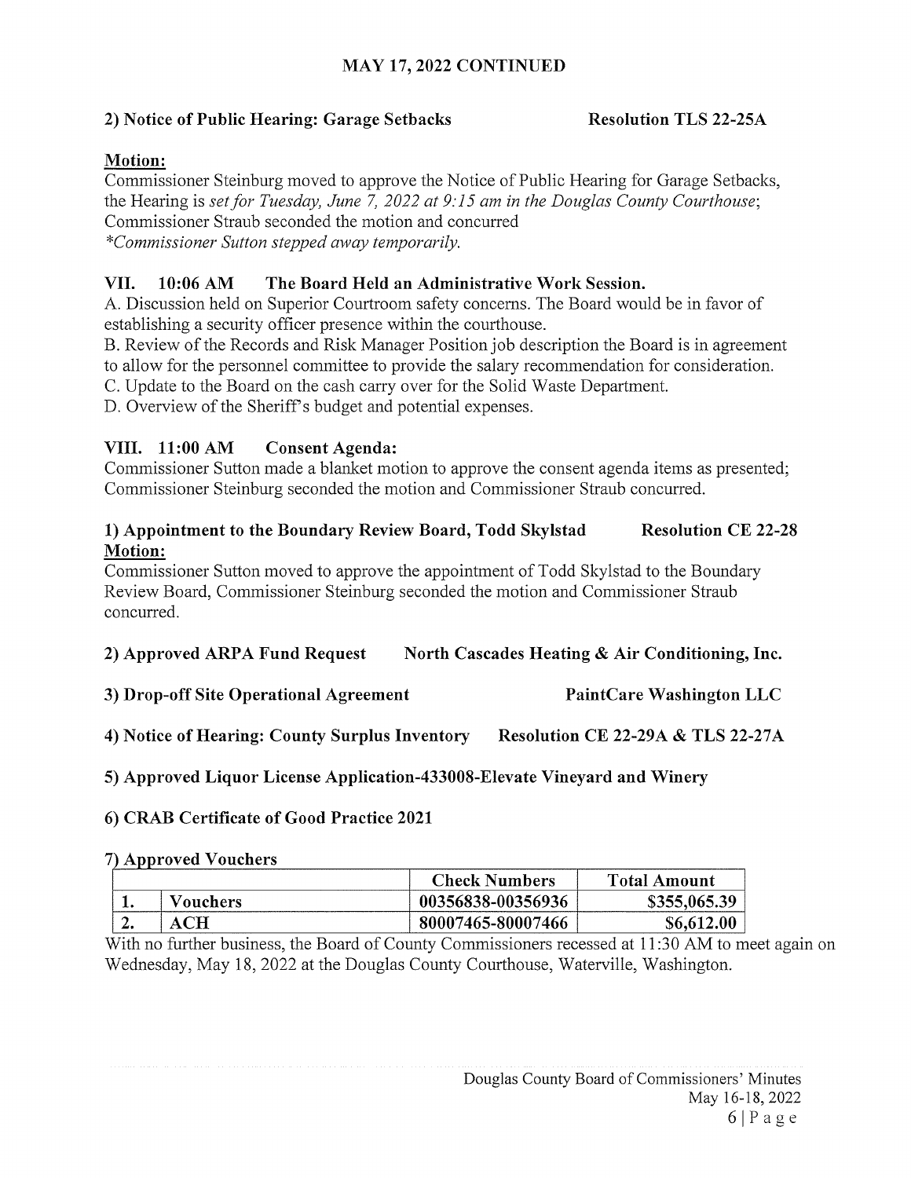**MAY 17, 2022 CONTINUED**

**2) Notice of Public Hearing: Garage Setbacks** **Resolution TLS 22-25A**

**Motion:**

Commissioner Steinburg moved to approve the Notice of Public Hearing for Garage Setbacks, the Hearing is *set for Tuesday, June 7, 2022 at 9:15 am in the Douglas County Courthouse*; Commissioner Straub seconded the motion and concurred

*\*Commissioner Sutton stepped away temporarily.*

### VII. 10:06 AM The Board Held an Administrative Work Session.

A. Discussion held on Superior Courtroom safety concerns. The Board would be in favor of establishing a security officer presence within the courthouse.

B. Review of the Records and Risk Manager Position job description the Board is in agreement to allow for the personnel committee to provide the salary recommendation for consideration.

C. Update to the Board on the cash carry over for the Solid Waste Department.

D. Overview of the Sheriff's budget and potential expenses.

### VIII. 11:00 AM Consent Agenda:

Commissioner Sutton made a blanket motion to approve the consent agenda items as presented; Commissioner Steinburg seconded the motion and Commissioner Straub concurred.

**1) Appointment to the Boundary Review Board, Todd Skylstad** **Resolution CE 22-28**

**Motion:**

Commissioner Sutton moved to approve the appointment of Todd Skylstad to the Boundary Review Board, Commissioner Steinburg seconded the motion and Commissioner Straub concurred.

**2) Approved ARPA Fund Request** **North Cascades Heating & Air Conditioning, Inc.**

**3) Drop-off Site Operational Agreement** **PaintCare Washington LLC**

**4) Notice of Hearing: County Surplus Inventory** **Resolution CE 22-29A & TLS 22-27A**

**5) Approved Liquor License Application-433008-Elevate Vineyard and Winery**

**6) CRAB Certificate of Good Practice 2021**

**7) Approved Vouchers**

| | | Check Numbers | Total Amount |
|---|---|---|---|
| 1. | Vouchers | 00356838-00356936 | $355,065.39 |
| 2. | ACH | 80007465-80007466 | $6,612.00 |

With no further business, the Board of County Commissioners recessed at 11:30 AM to meet again on Wednesday, May 18, 2022 at the Douglas County Courthouse, Waterville, Washington.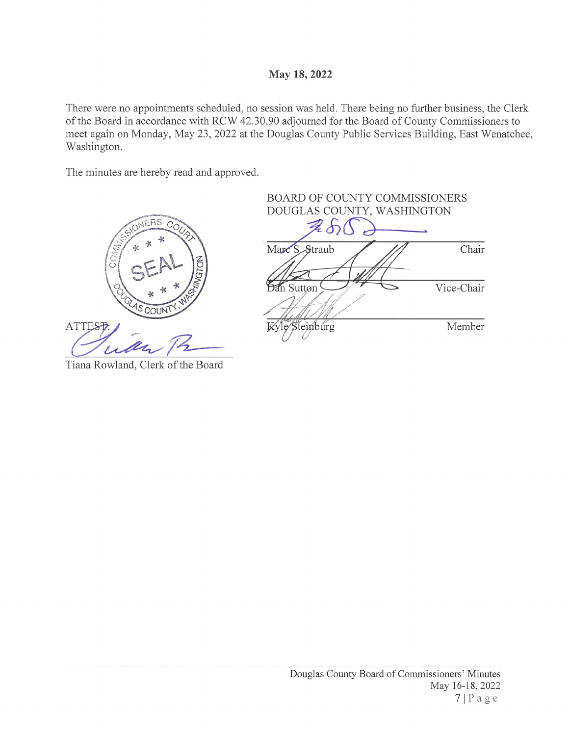**May 18, 2022**

There were no appointments scheduled, no session was held. There being no further business, the Clerk of the Board in accordance with RCW 42.30.90 adjourned for the Board of County Commissioners to meet again on Monday, May 23, 2022 at the Douglas County Public Services Building, East Wenatchee, Washington.

The minutes are hereby read and approved.

BOARD OF COUNTY COMMISSIONERS
DOUGLAS COUNTY, WASHINGTON

| | |
|---|---|
| Marc S. Straub | Chair |
| Dan Sutton | Vice-Chair |
| Kyle Steinburg | Member |

COMMISSIONERS COURT SEAL DOUGLAS COUNTY, WASHINGTON

ATTEST:

Tiana Rowland, Clerk of the Board